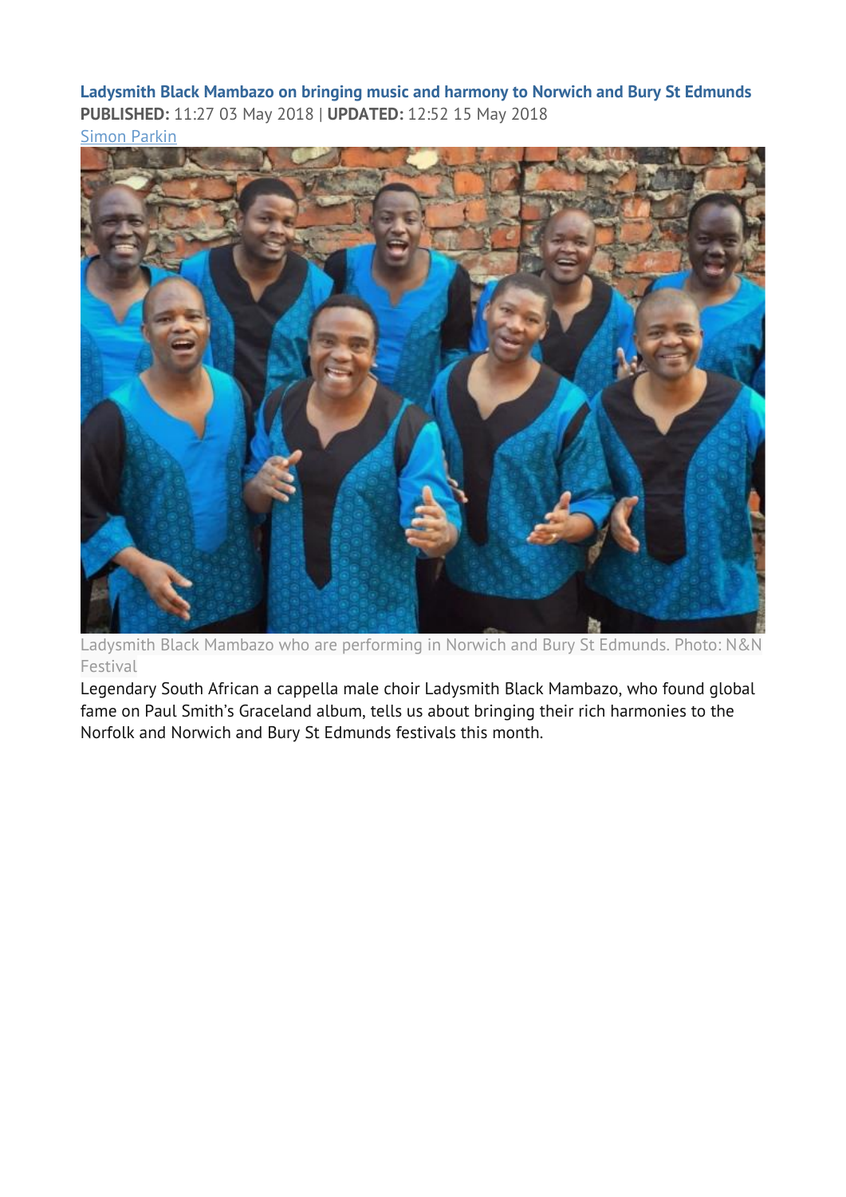# Ladysmith Black Mambazo on bringing music and harmony to Norwich and Bury St Edmunds

**PUBLISHED:** 11:27 03 May 2018 | **UPDATED:** 12:52 15 May 2018

Simon Parkin

Ladysmith Black Mambazo who are performing in Norwich and Bury St Edmunds. Photo: N&N Festival

Legendary South African a cappella male choir Ladysmith Black Mambazo, who found global fame on Paul Smith's Graceland album, tells us about bringing their rich harmonies to the Norfolk and Norwich and Bury St Edmunds festivals this month.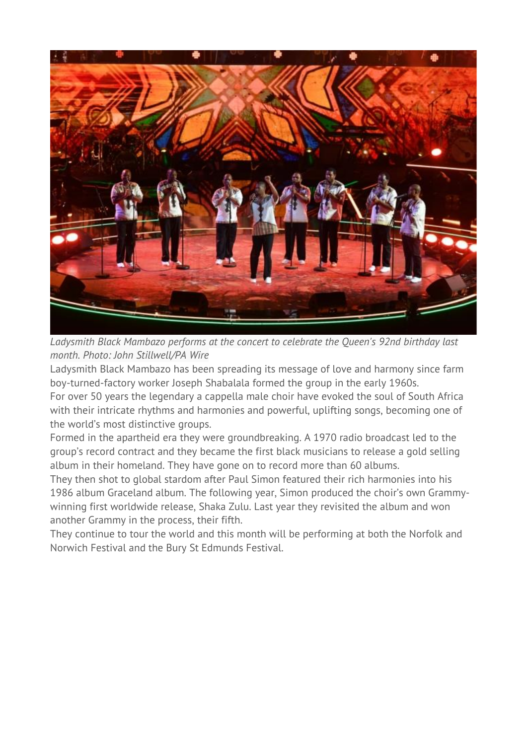*Ladysmith Black Mambazo performs at the concert to celebrate the Queen's 92nd birthday last month. Photo: John Stillwell/PA Wire*

Ladysmith Black Mambazo has been spreading its message of love and harmony since farm boy-turned-factory worker Joseph Shabalala formed the group in the early 1960s.

For over 50 years the legendary a cappella male choir have evoked the soul of South Africa with their intricate rhythms and harmonies and powerful, uplifting songs, becoming one of the world's most distinctive groups.

Formed in the apartheid era they were groundbreaking. A 1970 radio broadcast led to the group's record contract and they became the first black musicians to release a gold selling album in their homeland. They have gone on to record more than 60 albums.

They then shot to global stardom after Paul Simon featured their rich harmonies into his 1986 album Graceland album. The following year, Simon produced the choir's own Grammy-winning first worldwide release, Shaka Zulu. Last year they revisited the album and won another Grammy in the process, their fifth.

They continue to tour the world and this month will be performing at both the Norfolk and Norwich Festival and the Bury St Edmunds Festival.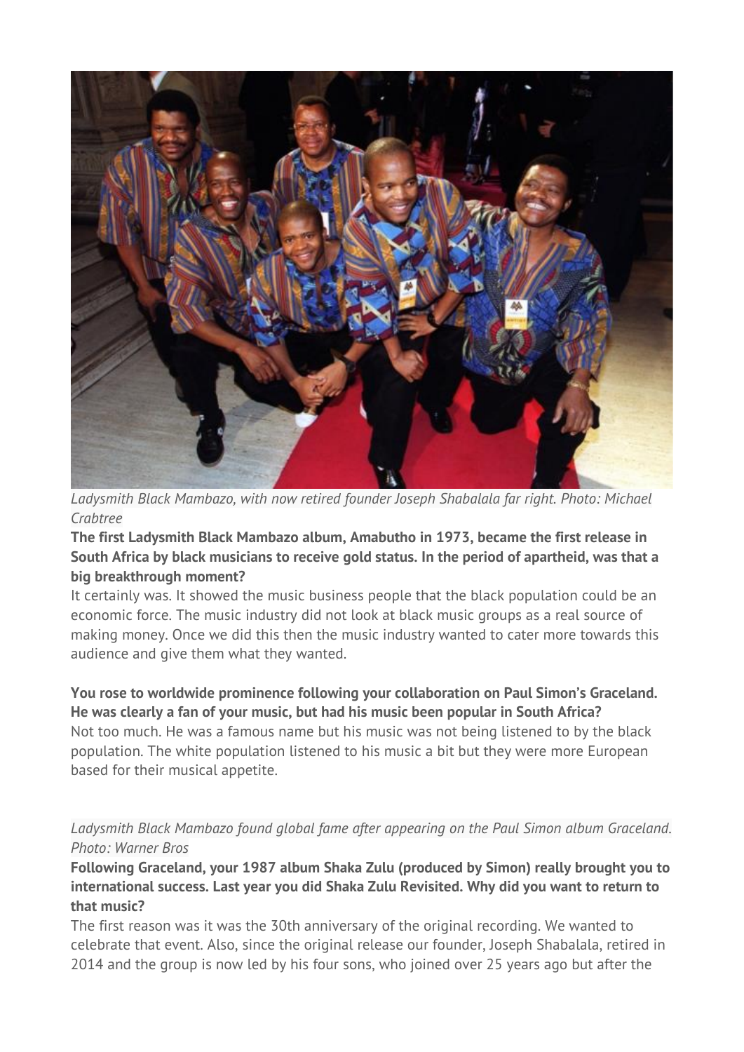*Ladysmith Black Mambazo, with now retired founder Joseph Shabalala far right. Photo: Michael Crabtree*

**The first Ladysmith Black Mambazo album, Amabutho in 1973, became the first release in South Africa by black musicians to receive gold status. In the period of apartheid, was that a big breakthrough moment?**

It certainly was. It showed the music business people that the black population could be an economic force. The music industry did not look at black music groups as a real source of making money. Once we did this then the music industry wanted to cater more towards this audience and give them what they wanted.

**You rose to worldwide prominence following your collaboration on Paul Simon's Graceland. He was clearly a fan of your music, but had his music been popular in South Africa?**

Not too much. He was a famous name but his music was not being listened to by the black population. The white population listened to his music a bit but they were more European based for their musical appetite.

*Ladysmith Black Mambazo found global fame after appearing on the Paul Simon album Graceland. Photo: Warner Bros*

**Following Graceland, your 1987 album Shaka Zulu (produced by Simon) really brought you to international success. Last year you did Shaka Zulu Revisited. Why did you want to return to that music?**

The first reason was it was the 30th anniversary of the original recording. We wanted to celebrate that event. Also, since the original release our founder, Joseph Shabalala, retired in 2014 and the group is now led by his four sons, who joined over 25 years ago but after the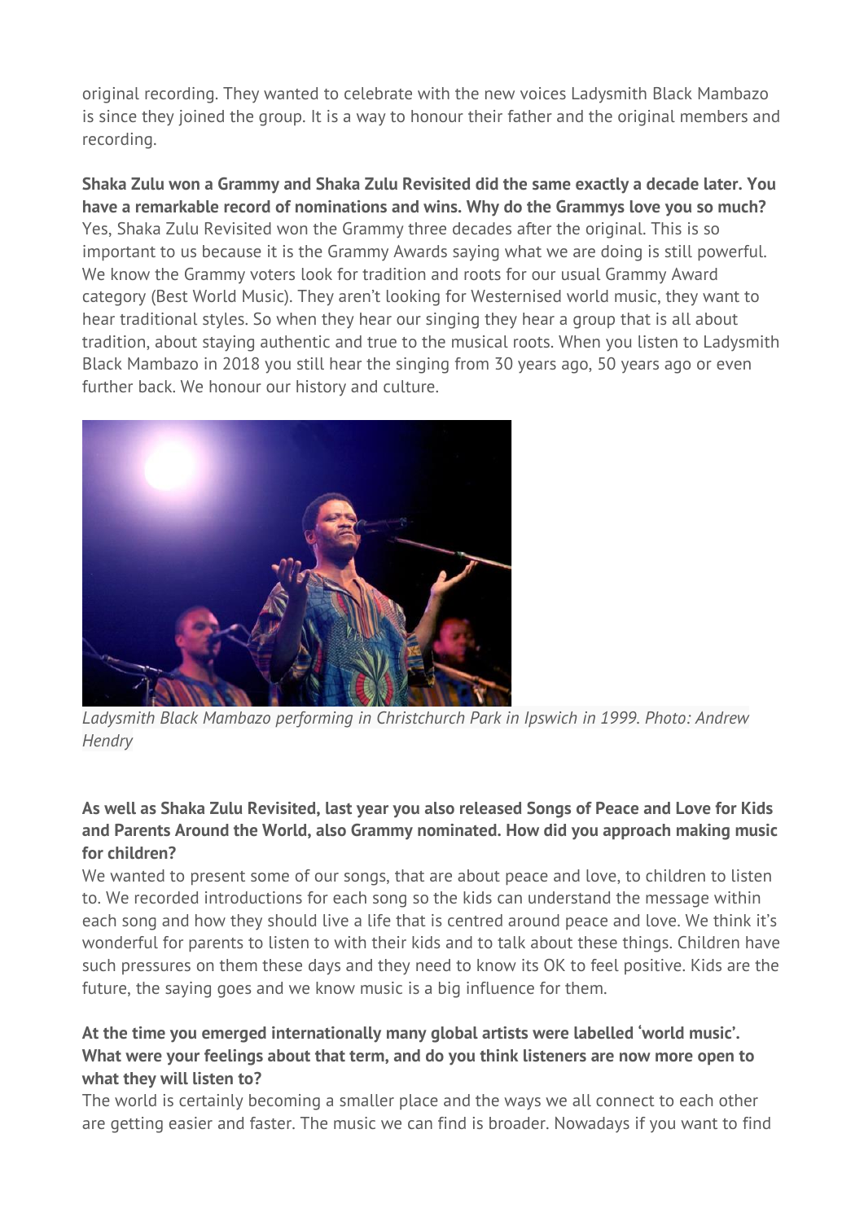original recording. They wanted to celebrate with the new voices Ladysmith Black Mambazo is since they joined the group. It is a way to honour their father and the original members and recording.

**Shaka Zulu won a Grammy and Shaka Zulu Revisited did the same exactly a decade later. You have a remarkable record of nominations and wins. Why do the Grammys love you so much?**
Yes, Shaka Zulu Revisited won the Grammy three decades after the original. This is so important to us because it is the Grammy Awards saying what we are doing is still powerful. We know the Grammy voters look for tradition and roots for our usual Grammy Award category (Best World Music). They aren't looking for Westernised world music, they want to hear traditional styles. So when they hear our singing they hear a group that is all about tradition, about staying authentic and true to the musical roots. When you listen to Ladysmith Black Mambazo in 2018 you still hear the singing from 30 years ago, 50 years ago or even further back. We honour our history and culture.

*Ladysmith Black Mambazo performing in Christchurch Park in Ipswich in 1999. Photo: Andrew Hendry*

**As well as Shaka Zulu Revisited, last year you also released Songs of Peace and Love for Kids and Parents Around the World, also Grammy nominated. How did you approach making music for children?**
We wanted to present some of our songs, that are about peace and love, to children to listen to. We recorded introductions for each song so the kids can understand the message within each song and how they should live a life that is centred around peace and love. We think it's wonderful for parents to listen to with their kids and to talk about these things. Children have such pressures on them these days and they need to know its OK to feel positive. Kids are the future, the saying goes and we know music is a big influence for them.

**At the time you emerged internationally many global artists were labelled 'world music'. What were your feelings about that term, and do you think listeners are now more open to what they will listen to?**
The world is certainly becoming a smaller place and the ways we all connect to each other are getting easier and faster. The music we can find is broader. Nowadays if you want to find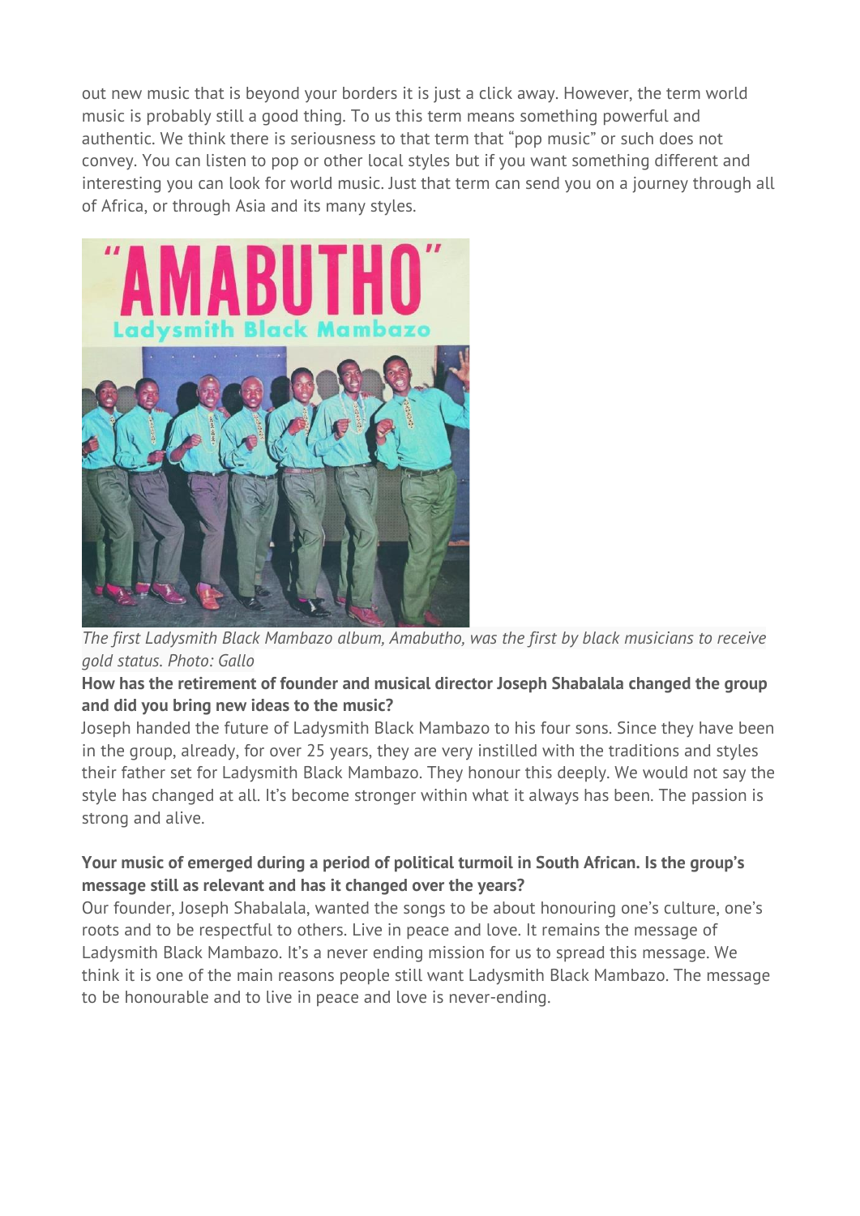out new music that is beyond your borders it is just a click away. However, the term world music is probably still a good thing. To us this term means something powerful and authentic. We think there is seriousness to that term that "pop music" or such does not convey. You can listen to pop or other local styles but if you want something different and interesting you can look for world music. Just that term can send you on a journey through all of Africa, or through Asia and its many styles.

*The first Ladysmith Black Mambazo album, Amabutho, was the first by black musicians to receive gold status. Photo: Gallo*

**How has the retirement of founder and musical director Joseph Shabalala changed the group and did you bring new ideas to the music?**

Joseph handed the future of Ladysmith Black Mambazo to his four sons. Since they have been in the group, already, for over 25 years, they are very instilled with the traditions and styles their father set for Ladysmith Black Mambazo. They honour this deeply. We would not say the style has changed at all. It's become stronger within what it always has been. The passion is strong and alive.

**Your music of emerged during a period of political turmoil in South African. Is the group's message still as relevant and has it changed over the years?**

Our founder, Joseph Shabalala, wanted the songs to be about honouring one's culture, one's roots and to be respectful to others. Live in peace and love. It remains the message of Ladysmith Black Mambazo. It's a never ending mission for us to spread this message. We think it is one of the main reasons people still want Ladysmith Black Mambazo. The message to be honourable and to live in peace and love is never-ending.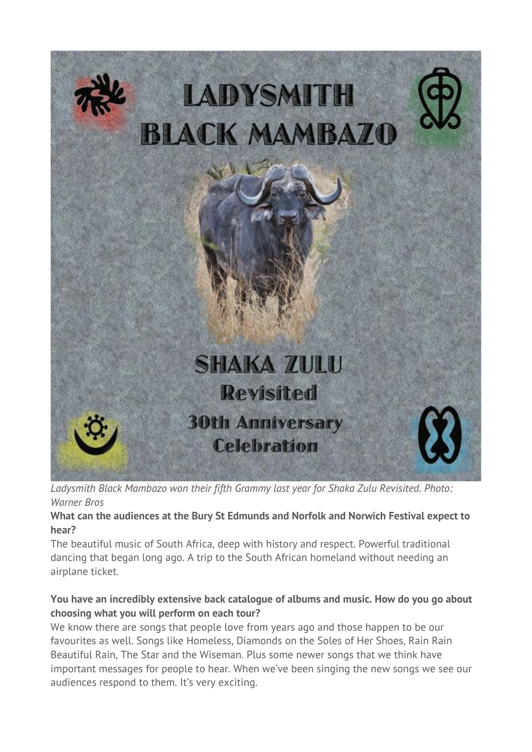*Ladysmith Black Mambazo won their fifth Grammy last year for Shaka Zulu Revisited. Photo: Warner Bros*

**What can the audiences at the Bury St Edmunds and Norfolk and Norwich Festival expect to hear?**

The beautiful music of South Africa, deep with history and respect. Powerful traditional dancing that began long ago. A trip to the South African homeland without needing an airplane ticket.

**You have an incredibly extensive back catalogue of albums and music. How do you go about choosing what you will perform on each tour?**

We know there are songs that people love from years ago and those happen to be our favourites as well. Songs like Homeless, Diamonds on the Soles of Her Shoes, Rain Rain Beautiful Rain, The Star and the Wiseman. Plus some newer songs that we think have important messages for people to hear. When we've been singing the new songs we see our audiences respond to them. It's very exciting.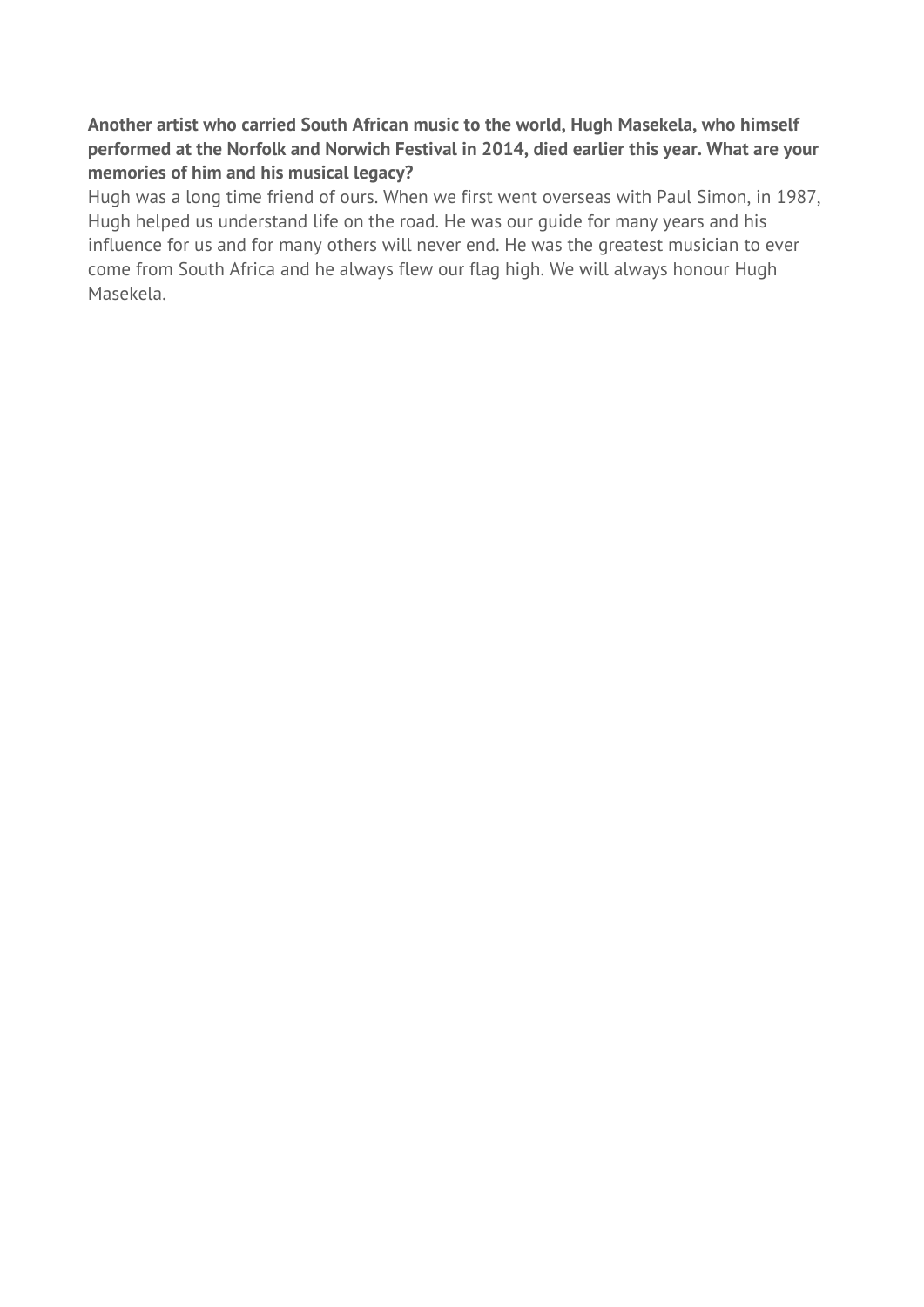**Another artist who carried South African music to the world, Hugh Masekela, who himself performed at the Norfolk and Norwich Festival in 2014, died earlier this year. What are your memories of him and his musical legacy?**

Hugh was a long time friend of ours. When we first went overseas with Paul Simon, in 1987, Hugh helped us understand life on the road. He was our guide for many years and his influence for us and for many others will never end. He was the greatest musician to ever come from South Africa and he always flew our flag high. We will always honour Hugh Masekela.